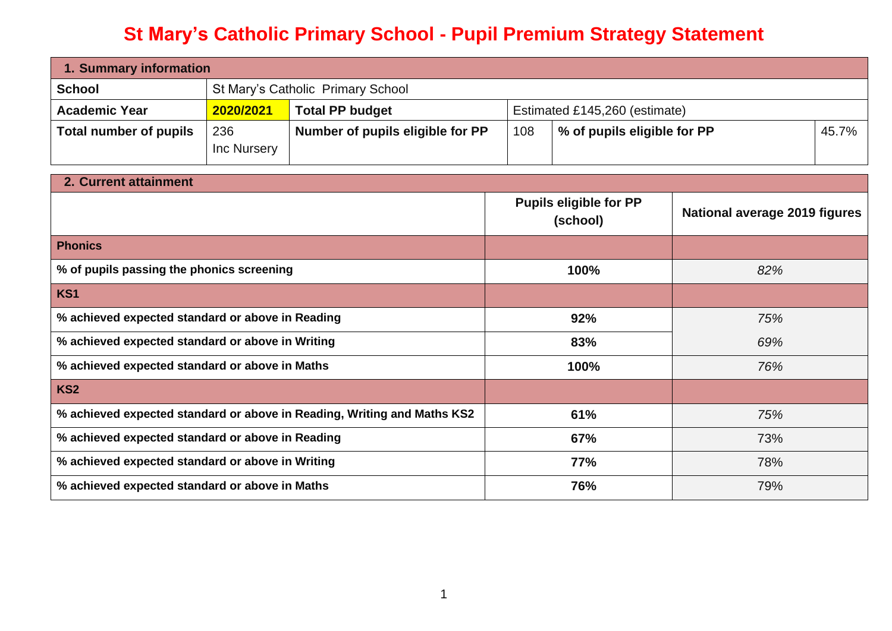# St Mary's Catholic Primary School - Pupil Premium Strategy Statement

| 1. Summary information | | | | | |
|---|---|---|---|---|---|
| **School** | St Mary's Catholic Primary School | | | | |
| **Academic Year** | **2020/2021** | **Total PP budget** | Estimated £145,260 (estimate) | | |
| **Total number of pupils** | 236 Inc Nursery | **Number of pupils eligible for PP** | 108 | **% of pupils eligible for PP** | 45.7% |

| 2. Current attainment | | |
|---|---|---|
| | **Pupils eligible for PP (school)** | **National average 2019 figures** |
| **Phonics** | | |
| **% of pupils passing the phonics screening** | **100%** | *82%* |
| **KS1** | | |
| **% achieved expected standard or above in Reading** | **92%** | *75%* |
| **% achieved expected standard or above in Writing** | **83%** | *69%* |
| **% achieved expected standard or above in Maths** | **100%** | *76%* |
| **KS2** | | |
| **% achieved expected standard or above in Reading, Writing and Maths KS2** | **61%** | *75%* |
| **% achieved expected standard or above in Reading** | **67%** | 73% |
| **% achieved expected standard or above in Writing** | **77%** | 78% |
| **% achieved expected standard or above in Maths** | **76%** | 79% |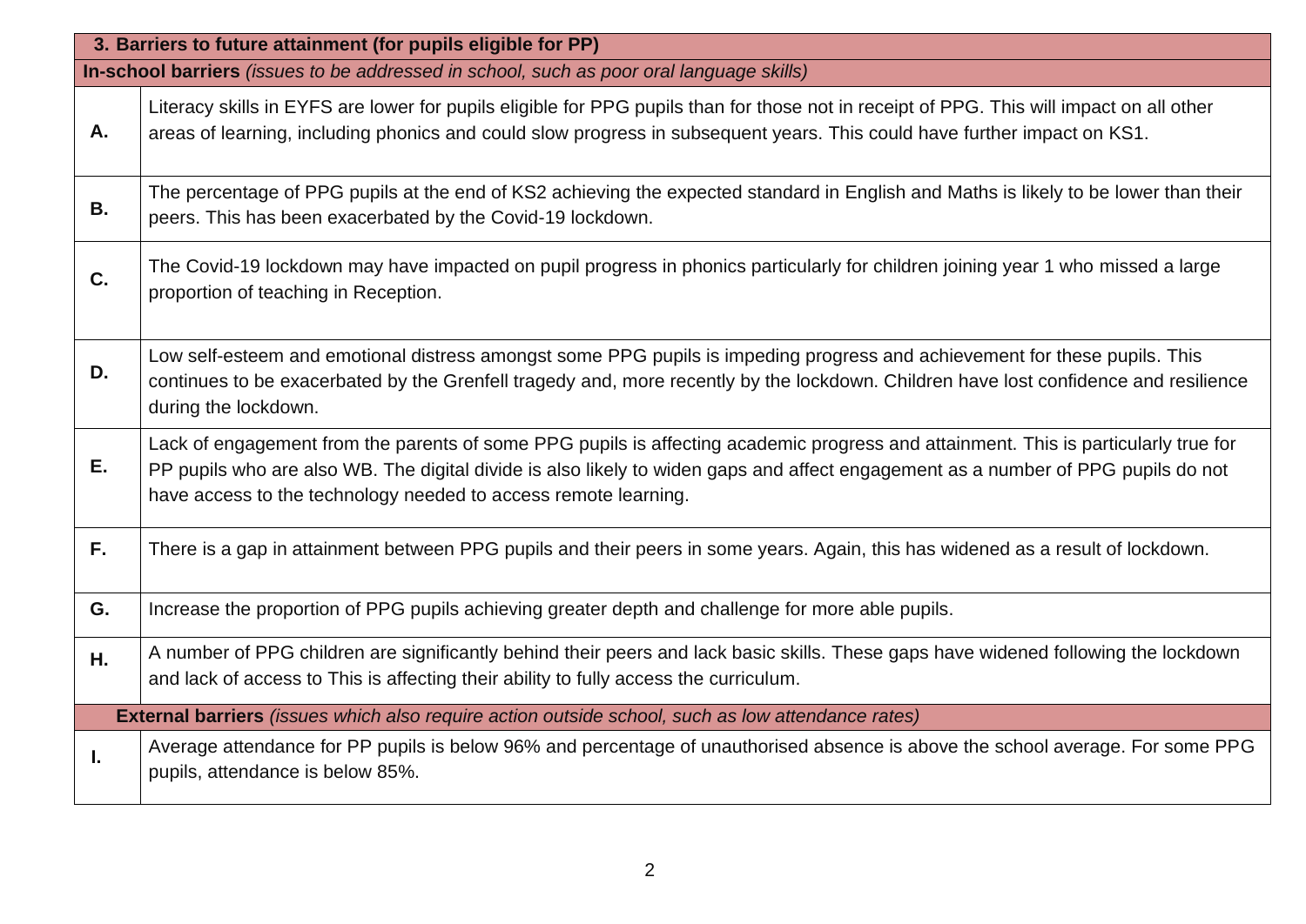| **3. Barriers to future attainment (for pupils eligible for PP)** | |
|---|---|
| **In-school barriers** *(issues to be addressed in school, such as poor oral language skills)* | |
| **A.** | Literacy skills in EYFS are lower for pupils eligible for PPG pupils than for those not in receipt of PPG. This will impact on all other areas of learning, including phonics and could slow progress in subsequent years. This could have further impact on KS1. |
| **B.** | The percentage of PPG pupils at the end of KS2 achieving the expected standard in English and Maths is likely to be lower than their peers. This has been exacerbated by the Covid-19 lockdown. |
| **C.** | The Covid-19 lockdown may have impacted on pupil progress in phonics particularly for children joining year 1 who missed a large proportion of teaching in Reception. |
| **D.** | Low self-esteem and emotional distress amongst some PPG pupils is impeding progress and achievement for these pupils. This continues to be exacerbated by the Grenfell tragedy and, more recently by the lockdown. Children have lost confidence and resilience during the lockdown. |
| **E.** | Lack of engagement from the parents of some PPG pupils is affecting academic progress and attainment. This is particularly true for PP pupils who are also WB. The digital divide is also likely to widen gaps and affect engagement as a number of PPG pupils do not have access to the technology needed to access remote learning. |
| **F.** | There is a gap in attainment between PPG pupils and their peers in some years. Again, this has widened as a result of lockdown. |
| **G.** | Increase the proportion of PPG pupils achieving greater depth and challenge for more able pupils. |
| **H.** | A number of PPG children are significantly behind their peers and lack basic skills. These gaps have widened following the lockdown and lack of access to This is affecting their ability to fully access the curriculum. |
| **External barriers** *(issues which also require action outside school, such as low attendance rates)* | |
| **I.** | Average attendance for PP pupils is below 96% and percentage of unauthorised absence is above the school average. For some PPG pupils, attendance is below 85%. |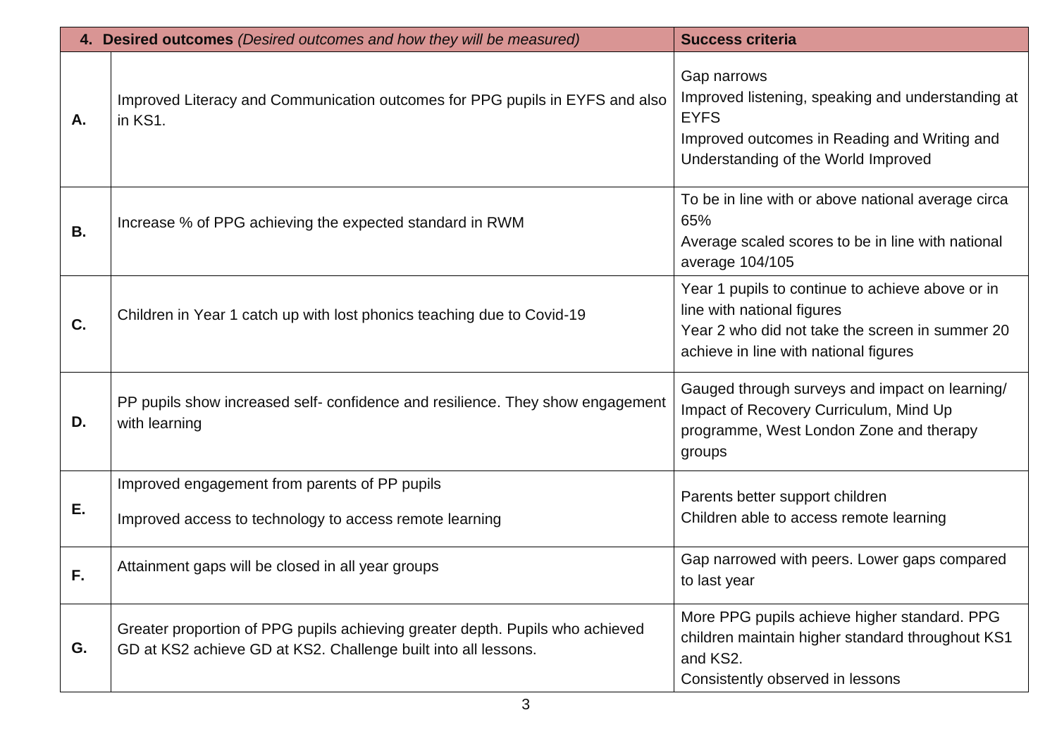| | 4. **Desired outcomes** *(Desired outcomes and how they will be measured)* | **Success criteria** |
|---|---|---|
| **A.** | Improved Literacy and Communication outcomes for PPG pupils in EYFS and also in KS1. | Gap narrows<br>Improved listening, speaking and understanding at EYFS<br>Improved outcomes in Reading and Writing and Understanding of the World Improved |
| **B.** | Increase % of PPG achieving the expected standard in RWM | To be in line with or above national average circa 65%<br>Average scaled scores to be in line with national average 104/105 |
| **C.** | Children in Year 1 catch up with lost phonics teaching due to Covid-19 | Year 1 pupils to continue to achieve above or in line with national figures<br>Year 2 who did not take the screen in summer 20 achieve in line with national figures |
| **D.** | PP pupils show increased self- confidence and resilience. They show engagement with learning | Gauged through surveys and impact on learning/ Impact of Recovery Curriculum, Mind Up programme, West London Zone and therapy groups |
| **E.** | Improved engagement from parents of PP pupils<br>Improved access to technology to access remote learning | Parents better support children<br>Children able to access remote learning |
| **F.** | Attainment gaps will be closed in all year groups | Gap narrowed with peers. Lower gaps compared to last year |
| **G.** | Greater proportion of PPG pupils achieving greater depth. Pupils who achieved GD at KS2 achieve GD at KS2. Challenge built into all lessons. | More PPG pupils achieve higher standard. PPG children maintain higher standard throughout KS1 and KS2.<br>Consistently observed in lessons |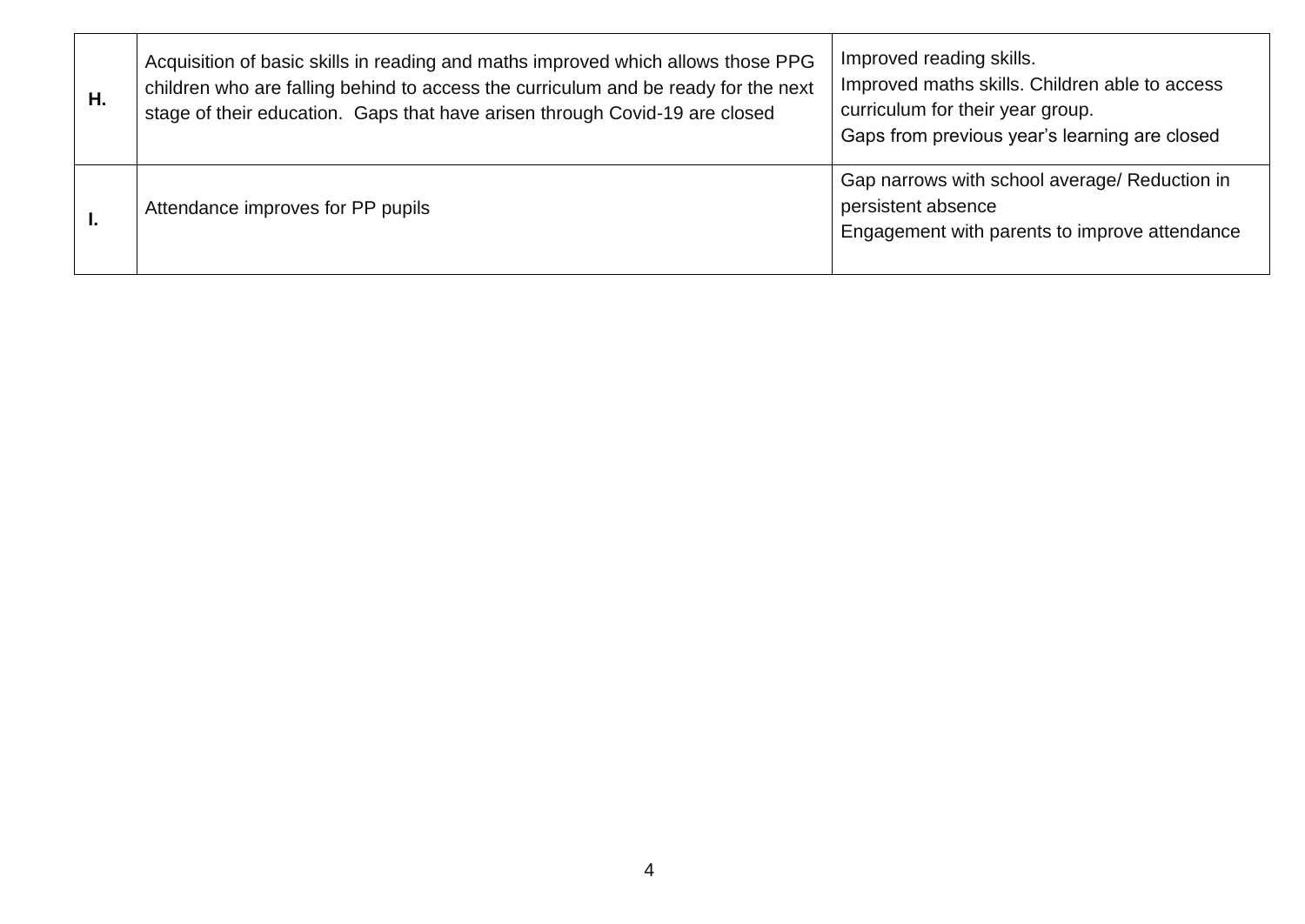| | | |
|---|---|---|
| **H.** | Acquisition of basic skills in reading and maths improved which allows those PPG children who are falling behind to access the curriculum and be ready for the next stage of their education. Gaps that have arisen through Covid-19 are closed | Improved reading skills.<br>Improved maths skills. Children able to access curriculum for their year group.<br>Gaps from previous year's learning are closed |
| **I.** | Attendance improves for PP pupils | Gap narrows with school average/ Reduction in persistent absence<br>Engagement with parents to improve attendance |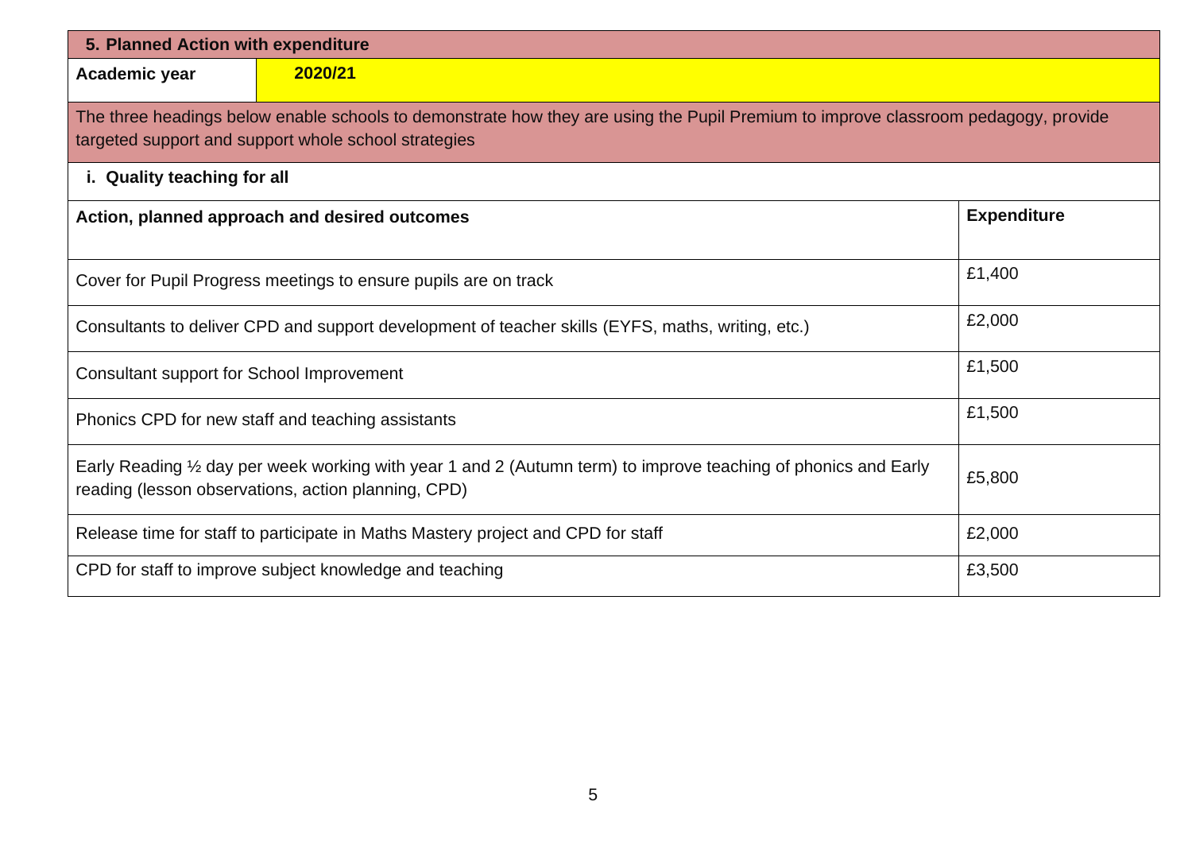## 5. Planned Action with expenditure

| **Academic year** | **2020/21** |
|---|---|

The three headings below enable schools to demonstrate how they are using the Pupil Premium to improve classroom pedagogy, provide targeted support and support whole school strategies

### i. Quality teaching for all

| **Action, planned approach and desired outcomes** | **Expenditure** |
|---|---|
| Cover for Pupil Progress meetings to ensure pupils are on track | £1,400 |
| Consultants to deliver CPD and support development of teacher skills (EYFS, maths, writing, etc.) | £2,000 |
| Consultant support for School Improvement | £1,500 |
| Phonics CPD for new staff and teaching assistants | £1,500 |
| Early Reading ½ day per week working with year 1 and 2 (Autumn term) to improve teaching of phonics and Early reading (lesson observations, action planning, CPD) | £5,800 |
| Release time for staff to participate in Maths Mastery project and CPD for staff | £2,000 |
| CPD for staff to improve subject knowledge and teaching | £3,500 |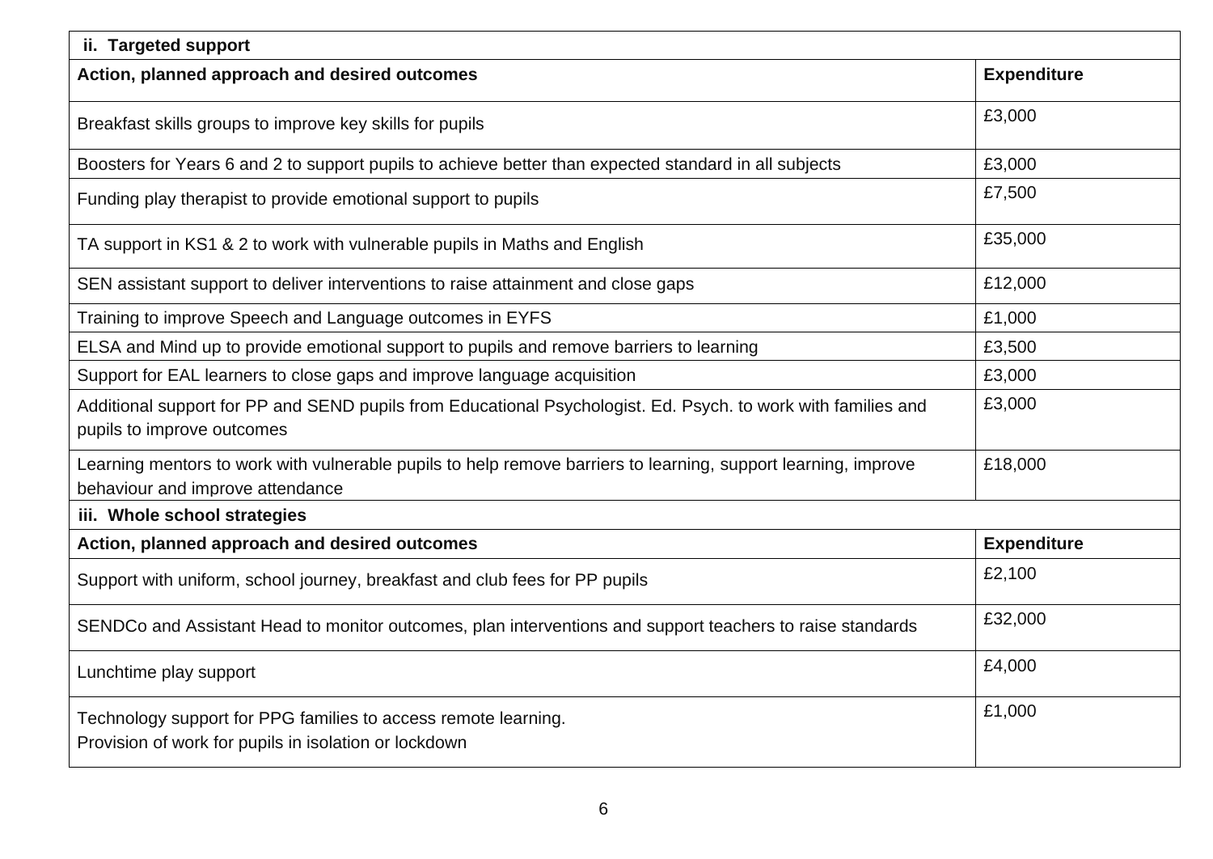| ii. Targeted support | |
|---|---|
| **Action, planned approach and desired outcomes** | **Expenditure** |
| Breakfast skills groups to improve key skills for pupils | £3,000 |
| Boosters for Years 6 and 2 to support pupils to achieve better than expected standard in all subjects | £3,000 |
| Funding play therapist to provide emotional support to pupils | £7,500 |
| TA support in KS1 & 2 to work with vulnerable pupils in Maths and English | £35,000 |
| SEN assistant support to deliver interventions to raise attainment and close gaps | £12,000 |
| Training to improve Speech and Language outcomes in EYFS | £1,000 |
| ELSA and Mind up to provide emotional support to pupils and remove barriers to learning | £3,500 |
| Support for EAL learners to close gaps and improve language acquisition | £3,000 |
| Additional support for PP and SEND pupils from Educational Psychologist. Ed. Psych. to work with families and pupils to improve outcomes | £3,000 |
| Learning mentors to work with vulnerable pupils to help remove barriers to learning, support learning, improve behaviour and improve attendance | £18,000 |

| iii. Whole school strategies | |
|---|---|
| **Action, planned approach and desired outcomes** | **Expenditure** |
| Support with uniform, school journey, breakfast and club fees for PP pupils | £2,100 |
| SENDCo and Assistant Head to monitor outcomes, plan interventions and support teachers to raise standards | £32,000 |
| Lunchtime play support | £4,000 |
| Technology support for PPG families to access remote learning.<br>Provision of work for pupils in isolation or lockdown | £1,000 |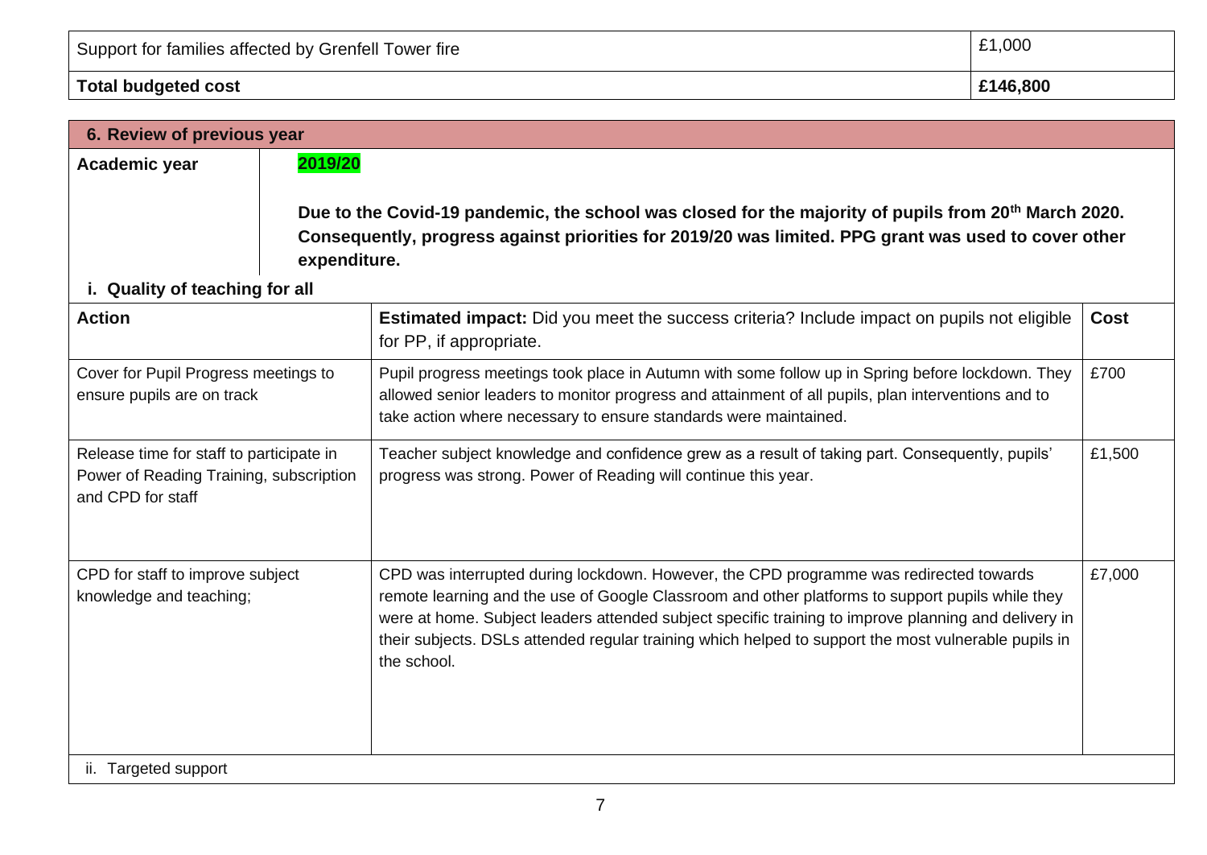| | |
|---|---|
| Support for families affected by Grenfell Tower fire | £1,000 |
| **Total budgeted cost** | **£146,800** |

## 6. Review of previous year

| | |
|---|---|
| **Academic year** | **2019/20**<br><br>**Due to the Covid-19 pandemic, the school was closed for the majority of pupils from 20th March 2020. Consequently, progress against priorities for 2019/20 was limited. PPG grant was used to cover other expenditure.** |

### i. Quality of teaching for all

| Action | **Estimated impact:** Did you meet the success criteria? Include impact on pupils not eligible for PP, if appropriate. | Cost |
|---|---|---|
| Cover for Pupil Progress meetings to ensure pupils are on track | Pupil progress meetings took place in Autumn with some follow up in Spring before lockdown. They allowed senior leaders to monitor progress and attainment of all pupils, plan interventions and to take action where necessary to ensure standards were maintained. | £700 |
| Release time for staff to participate in Power of Reading Training, subscription and CPD for staff | Teacher subject knowledge and confidence grew as a result of taking part. Consequently, pupils' progress was strong. Power of Reading will continue this year. | £1,500 |
| CPD for staff to improve subject knowledge and teaching; | CPD was interrupted during lockdown. However, the CPD programme was redirected towards remote learning and the use of Google Classroom and other platforms to support pupils while they were at home. Subject leaders attended subject specific training to improve planning and delivery in their subjects. DSLs attended regular training which helped to support the most vulnerable pupils in the school. | £7,000 |

ii. Targeted support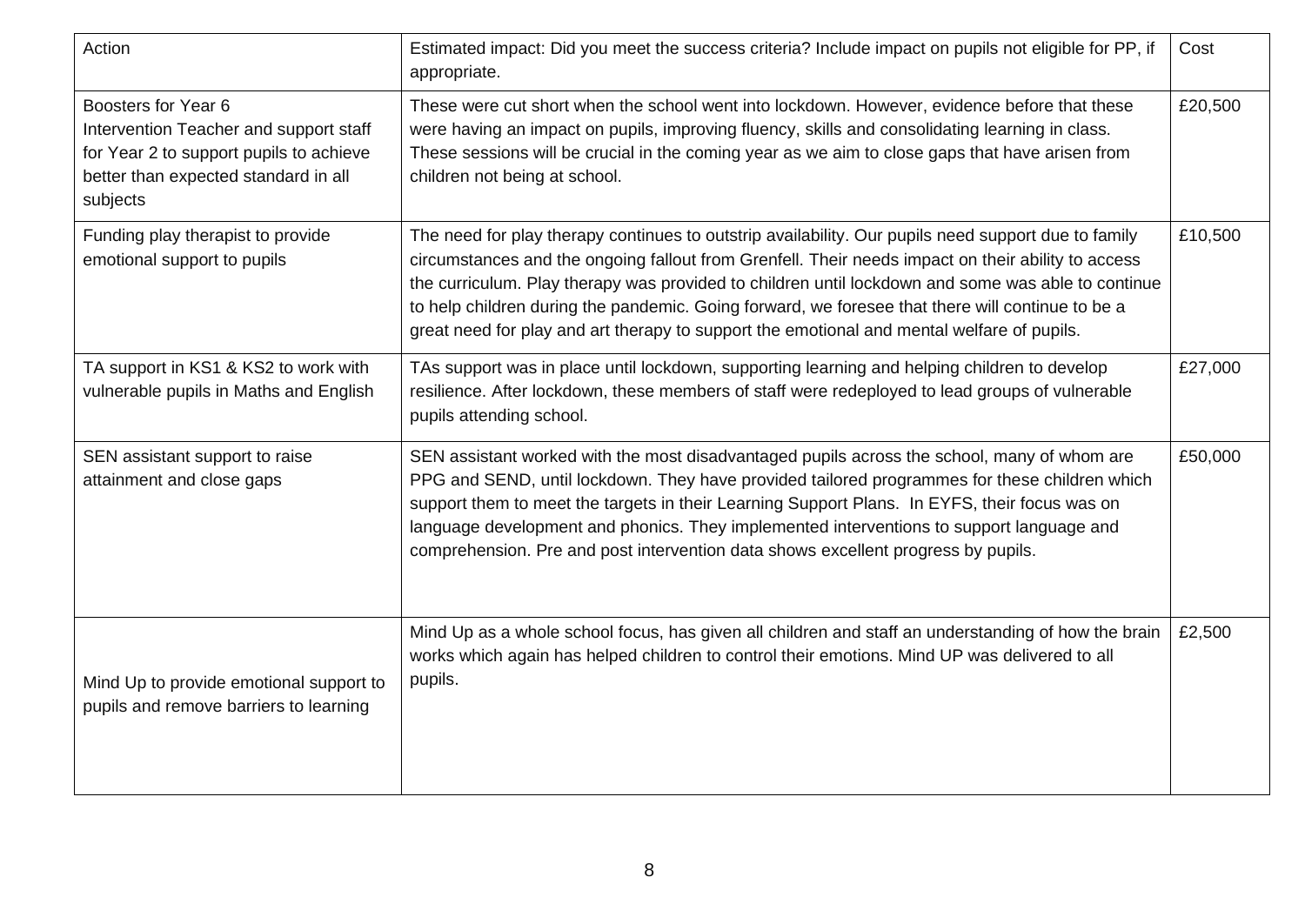| Action | Estimated impact: Did you meet the success criteria? Include impact on pupils not eligible for PP, if appropriate. | Cost |
|---|---|---|
| Boosters for Year 6<br>Intervention Teacher and support staff for Year 2 to support pupils to achieve better than expected standard in all subjects | These were cut short when the school went into lockdown. However, evidence before that these were having an impact on pupils, improving fluency, skills and consolidating learning in class. These sessions will be crucial in the coming year as we aim to close gaps that have arisen from children not being at school. | £20,500 |
| Funding play therapist to provide emotional support to pupils | The need for play therapy continues to outstrip availability. Our pupils need support due to family circumstances and the ongoing fallout from Grenfell. Their needs impact on their ability to access the curriculum. Play therapy was provided to children until lockdown and some was able to continue to help children during the pandemic. Going forward, we foresee that there will continue to be a great need for play and art therapy to support the emotional and mental welfare of pupils. | £10,500 |
| TA support in KS1 & KS2 to work with vulnerable pupils in Maths and English | TAs support was in place until lockdown, supporting learning and helping children to develop resilience. After lockdown, these members of staff were redeployed to lead groups of vulnerable pupils attending school. | £27,000 |
| SEN assistant support to raise attainment and close gaps | SEN assistant worked with the most disadvantaged pupils across the school, many of whom are PPG and SEND, until lockdown. They have provided tailored programmes for these children which support them to meet the targets in their Learning Support Plans. In EYFS, their focus was on language development and phonics. They implemented interventions to support language and comprehension. Pre and post intervention data shows excellent progress by pupils. | £50,000 |
| Mind Up to provide emotional support to pupils and remove barriers to learning | Mind Up as a whole school focus, has given all children and staff an understanding of how the brain works which again has helped children to control their emotions. Mind UP was delivered to all pupils. | £2,500 |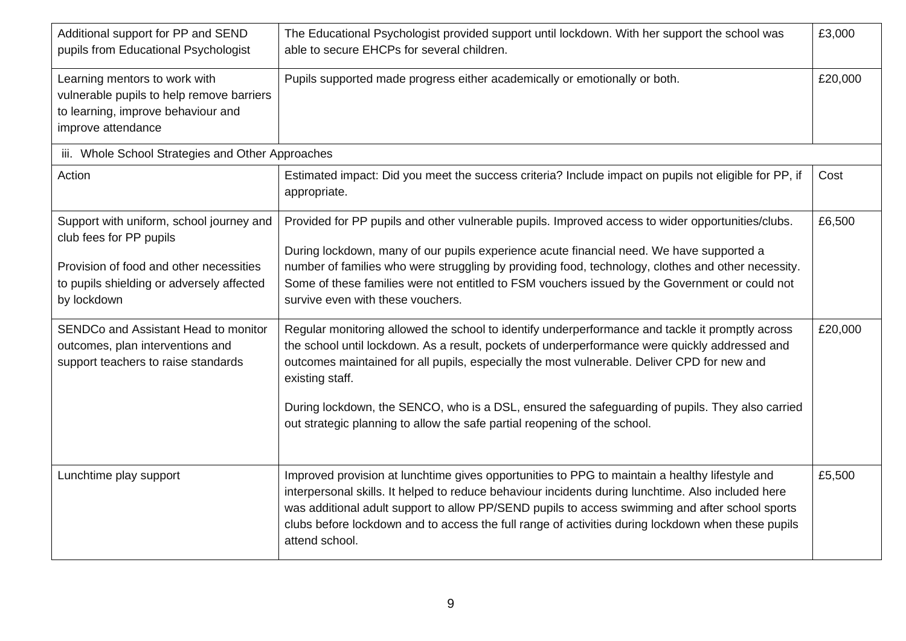| Additional support for PP and SEND pupils from Educational Psychologist | The Educational Psychologist provided support until lockdown. With her support the school was able to secure EHCPs for several children. | £3,000 |
|---|---|---|
| Learning mentors to work with vulnerable pupils to help remove barriers to learning, improve behaviour and improve attendance | Pupils supported made progress either academically or emotionally or both. | £20,000 |

iii. Whole School Strategies and Other Approaches

| Action | Estimated impact: Did you meet the success criteria? Include impact on pupils not eligible for PP, if appropriate. | Cost |
|---|---|---|
| Support with uniform, school journey and club fees for PP pupils<br><br>Provision of food and other necessities to pupils shielding or adversely affected by lockdown | Provided for PP pupils and other vulnerable pupils. Improved access to wider opportunities/clubs.<br><br>During lockdown, many of our pupils experience acute financial need. We have supported a number of families who were struggling by providing food, technology, clothes and other necessity. Some of these families were not entitled to FSM vouchers issued by the Government or could not survive even with these vouchers. | £6,500 |
| SENDCo and Assistant Head to monitor outcomes, plan interventions and support teachers to raise standards | Regular monitoring allowed the school to identify underperformance and tackle it promptly across the school until lockdown. As a result, pockets of underperformance were quickly addressed and outcomes maintained for all pupils, especially the most vulnerable. Deliver CPD for new and existing staff.<br><br>During lockdown, the SENCO, who is a DSL, ensured the safeguarding of pupils. They also carried out strategic planning to allow the safe partial reopening of the school. | £20,000 |
| Lunchtime play support | Improved provision at lunchtime gives opportunities to PPG to maintain a healthy lifestyle and interpersonal skills. It helped to reduce behaviour incidents during lunchtime. Also included here was additional adult support to allow PP/SEND pupils to access swimming and after school sports clubs before lockdown and to access the full range of activities during lockdown when these pupils attend school. | £5,500 |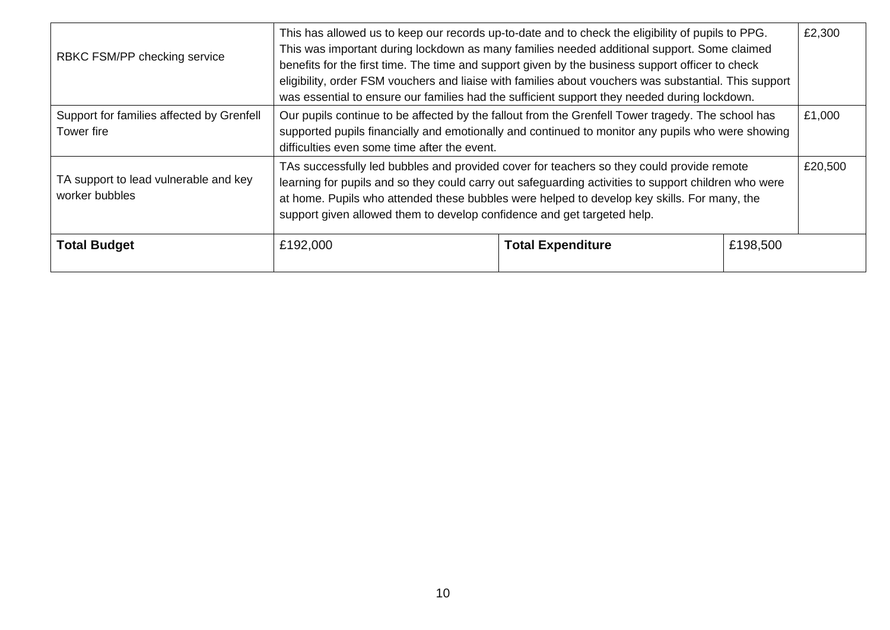| | | | |
|---|---|---|---|
| RBKC FSM/PP checking service | This has allowed us to keep our records up-to-date and to check the eligibility of pupils to PPG. This was important during lockdown as many families needed additional support. Some claimed benefits for the first time. The time and support given by the business support officer to check eligibility, order FSM vouchers and liaise with families about vouchers was substantial. This support was essential to ensure our families had the sufficient support they needed during lockdown. | | £2,300 |
| Support for families affected by Grenfell Tower fire | Our pupils continue to be affected by the fallout from the Grenfell Tower tragedy. The school has supported pupils financially and emotionally and continued to monitor any pupils who were showing difficulties even some time after the event. | | £1,000 |
| TA support to lead vulnerable and key worker bubbles | TAs successfully led bubbles and provided cover for teachers so they could provide remote learning for pupils and so they could carry out safeguarding activities to support children who were at home. Pupils who attended these bubbles were helped to develop key skills. For many, the support given allowed them to develop confidence and get targeted help. | | £20,500 |
| **Total Budget** | £192,000 | **Total Expenditure** | £198,500 |